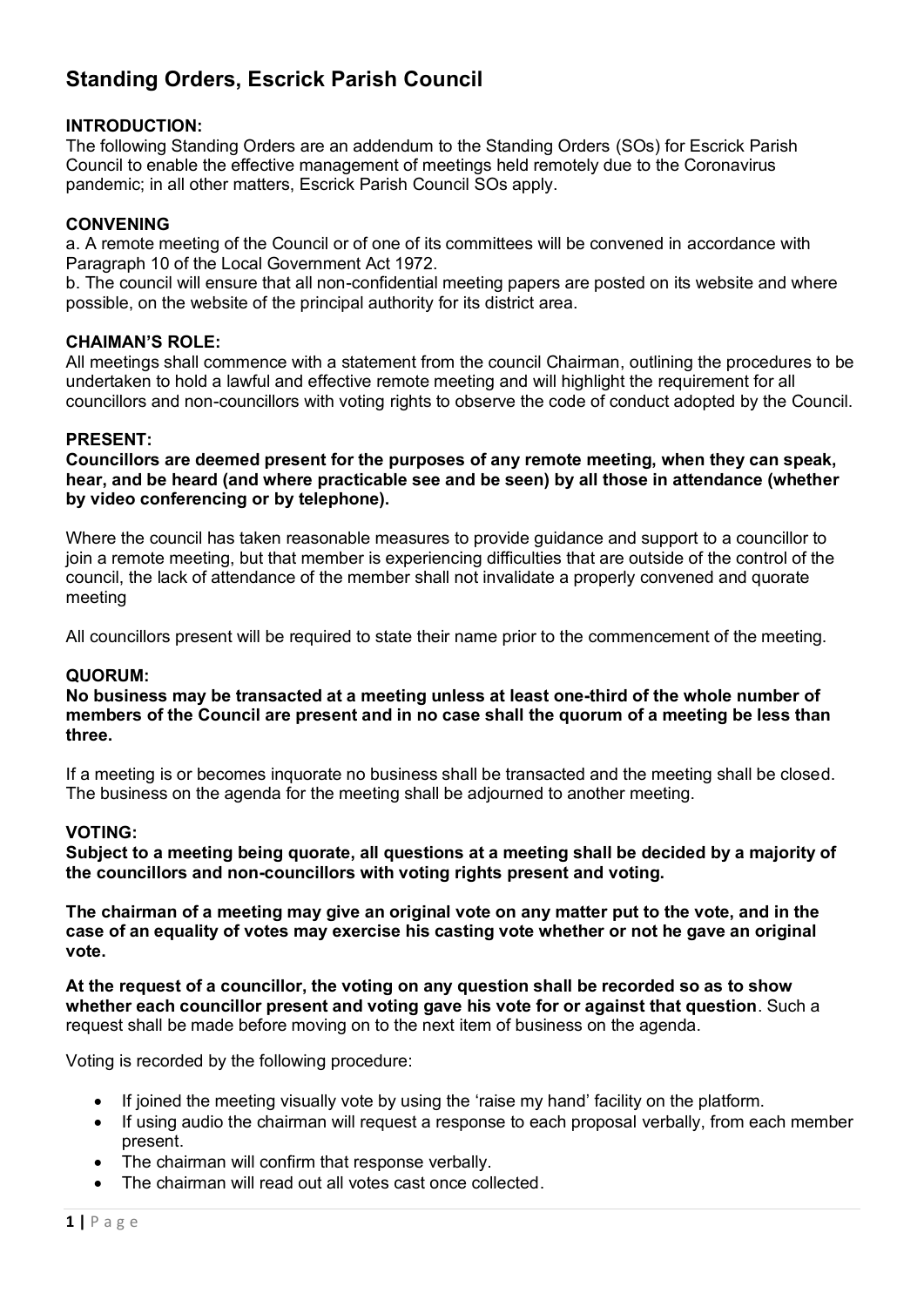# Standing Orders, Escrick Parish Council

**INTRODUCTION:**
The following Standing Orders are an addendum to the Standing Orders (SOs) for Escrick Parish Council to enable the effective management of meetings held remotely due to the Coronavirus pandemic; in all other matters, Escrick Parish Council SOs apply.

**CONVENING**
a. A remote meeting of the Council or of one of its committees will be convened in accordance with Paragraph 10 of the Local Government Act 1972.
b. The council will ensure that all non-confidential meeting papers are posted on its website and where possible, on the website of the principal authority for its district area.

**CHAIMAN'S ROLE:**
All meetings shall commence with a statement from the council Chairman, outlining the procedures to be undertaken to hold a lawful and effective remote meeting and will highlight the requirement for all councillors and non-councillors with voting rights to observe the code of conduct adopted by the Council.

**PRESENT:**
**Councillors are deemed present for the purposes of any remote meeting, when they can speak, hear, and be heard (and where practicable see and be seen) by all those in attendance (whether by video conferencing or by telephone).**

Where the council has taken reasonable measures to provide guidance and support to a councillor to join a remote meeting, but that member is experiencing difficulties that are outside of the control of the council, the lack of attendance of the member shall not invalidate a properly convened and quorate meeting

All councillors present will be required to state their name prior to the commencement of the meeting.

**QUORUM:**
**No business may be transacted at a meeting unless at least one-third of the whole number of members of the Council are present and in no case shall the quorum of a meeting be less than three.**

If a meeting is or becomes inquorate no business shall be transacted and the meeting shall be closed. The business on the agenda for the meeting shall be adjourned to another meeting.

**VOTING:**
**Subject to a meeting being quorate, all questions at a meeting shall be decided by a majority of the councillors and non-councillors with voting rights present and voting.**

**The chairman of a meeting may give an original vote on any matter put to the vote, and in the case of an equality of votes may exercise his casting vote whether or not he gave an original vote.**

**At the request of a councillor, the voting on any question shall be recorded so as to show whether each councillor present and voting gave his vote for or against that question**. Such a request shall be made before moving on to the next item of business on the agenda.

Voting is recorded by the following procedure:

- If joined the meeting visually vote by using the 'raise my hand' facility on the platform.
- If using audio the chairman will request a response to each proposal verbally, from each member present.
- The chairman will confirm that response verbally.
- The chairman will read out all votes cast once collected.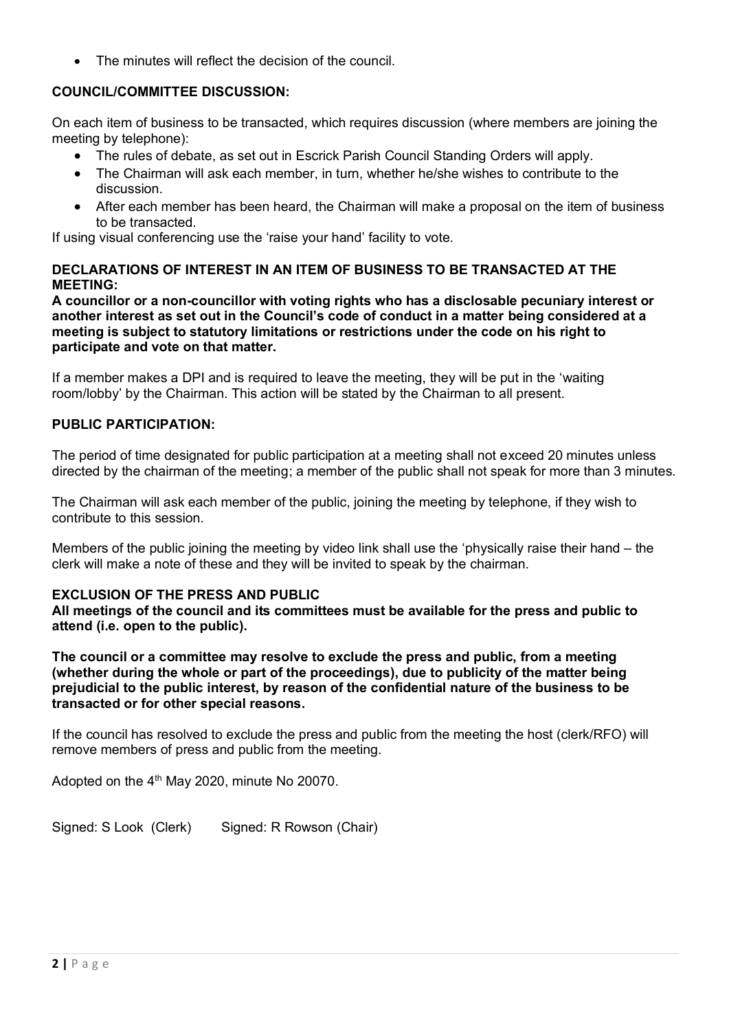- The minutes will reflect the decision of the council.

**COUNCIL/COMMITTEE DISCUSSION:**

On each item of business to be transacted, which requires discussion (where members are joining the meeting by telephone):

- The rules of debate, as set out in Escrick Parish Council Standing Orders will apply.
- The Chairman will ask each member, in turn, whether he/she wishes to contribute to the discussion.
- After each member has been heard, the Chairman will make a proposal on the item of business to be transacted.

If using visual conferencing use the 'raise your hand' facility to vote.

**DECLARATIONS OF INTEREST IN AN ITEM OF BUSINESS TO BE TRANSACTED AT THE MEETING:**

**A councillor or a non-councillor with voting rights who has a disclosable pecuniary interest or another interest as set out in the Council's code of conduct in a matter being considered at a meeting is subject to statutory limitations or restrictions under the code on his right to participate and vote on that matter.**

If a member makes a DPI and is required to leave the meeting, they will be put in the 'waiting room/lobby' by the Chairman. This action will be stated by the Chairman to all present.

**PUBLIC PARTICIPATION:**

The period of time designated for public participation at a meeting shall not exceed 20 minutes unless directed by the chairman of the meeting; a member of the public shall not speak for more than 3 minutes.

The Chairman will ask each member of the public, joining the meeting by telephone, if they wish to contribute to this session.

Members of the public joining the meeting by video link shall use the 'physically raise their hand – the clerk will make a note of these and they will be invited to speak by the chairman.

**EXCLUSION OF THE PRESS AND PUBLIC**

**All meetings of the council and its committees must be available for the press and public to attend (i.e. open to the public).**

**The council or a committee may resolve to exclude the press and public, from a meeting (whether during the whole or part of the proceedings), due to publicity of the matter being prejudicial to the public interest, by reason of the confidential nature of the business to be transacted or for other special reasons.**

If the council has resolved to exclude the press and public from the meeting the host (clerk/RFO) will remove members of press and public from the meeting.

Adopted on the 4th May 2020, minute No 20070.

Signed: S Look (Clerk) Signed: R Rowson (Chair)